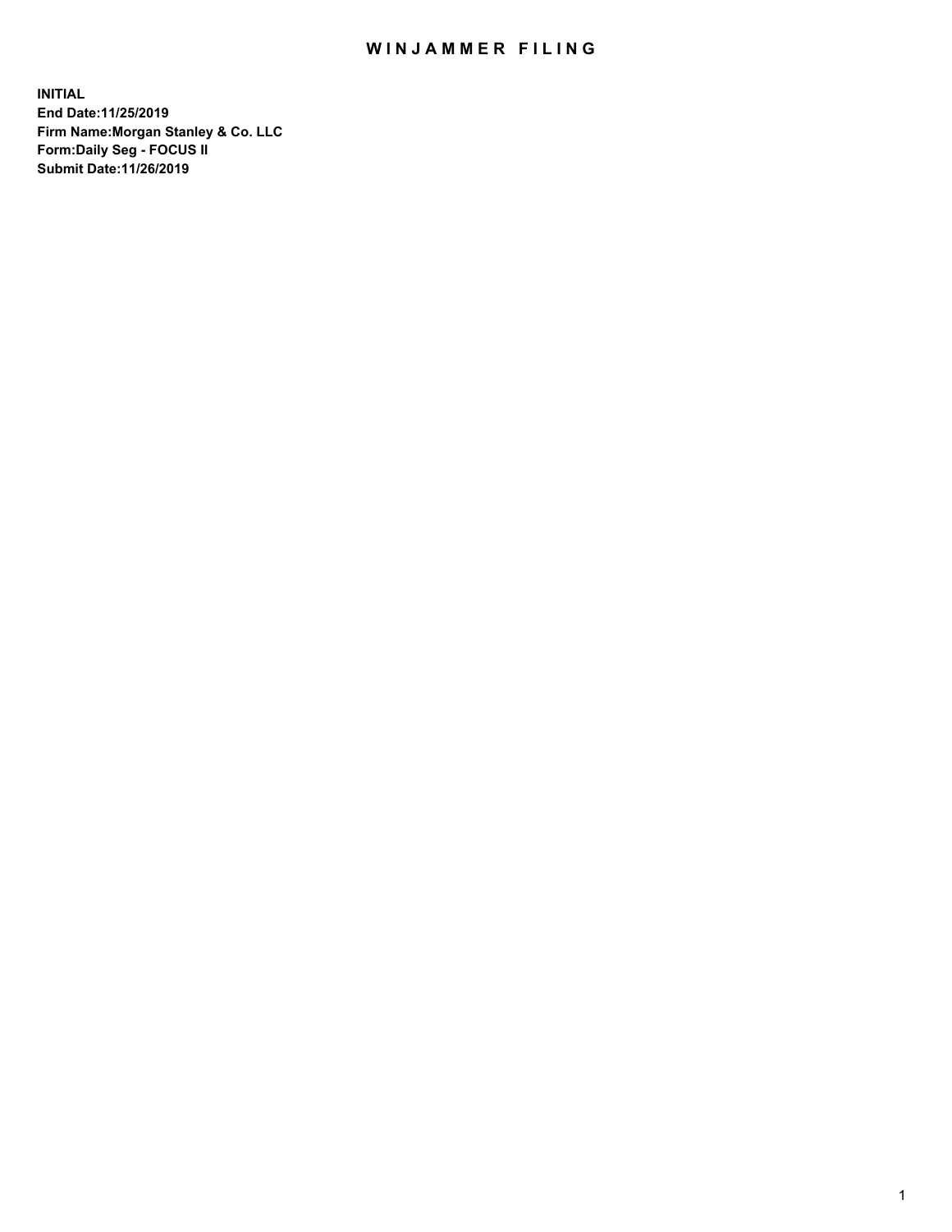# WINJAMMER FILING

**INITIAL**
**End Date:11/25/2019**
**Firm Name:Morgan Stanley & Co. LLC**
**Form:Daily Seg - FOCUS II**
**Submit Date:11/26/2019**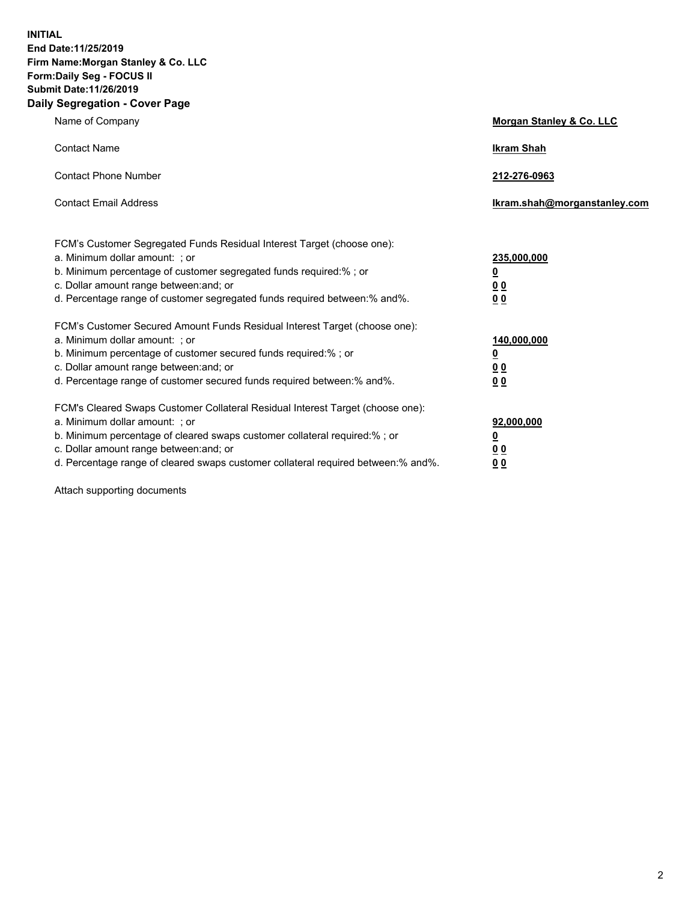**INITIAL**
**End Date:11/25/2019**
**Firm Name:Morgan Stanley & Co. LLC**
**Form:Daily Seg - FOCUS II**
**Submit Date:11/26/2019**
**Daily Segregation - Cover Page**

| | |
|---|---|
| Name of Company | **Morgan Stanley & Co. LLC** |
| Contact Name | **Ikram Shah** |
| Contact Phone Number | **212-276-0963** |
| Contact Email Address | **Ikram.shah@morganstanley.com** |

| | |
|---|---|
| FCM's Customer Segregated Funds Residual Interest Target (choose one): | |
| a. Minimum dollar amount: ; or | **235,000,000** |
| b. Minimum percentage of customer segregated funds required:% ; or | **0** |
| c. Dollar amount range between:and; or | **0 0** |
| d. Percentage range of customer segregated funds required between:% and%. | **0 0** |
| FCM's Customer Secured Amount Funds Residual Interest Target (choose one): | |
| a. Minimum dollar amount: ; or | **140,000,000** |
| b. Minimum percentage of customer secured funds required:% ; or | **0** |
| c. Dollar amount range between:and; or | **0 0** |
| d. Percentage range of customer secured funds required between:% and%. | **0 0** |
| FCM's Cleared Swaps Customer Collateral Residual Interest Target (choose one): | |
| a. Minimum dollar amount: ; or | **92,000,000** |
| b. Minimum percentage of cleared swaps customer collateral required:% ; or | **0** |
| c. Dollar amount range between:and; or | **0 0** |
| d. Percentage range of cleared swaps customer collateral required between:% and%. | **0 0** |

Attach supporting documents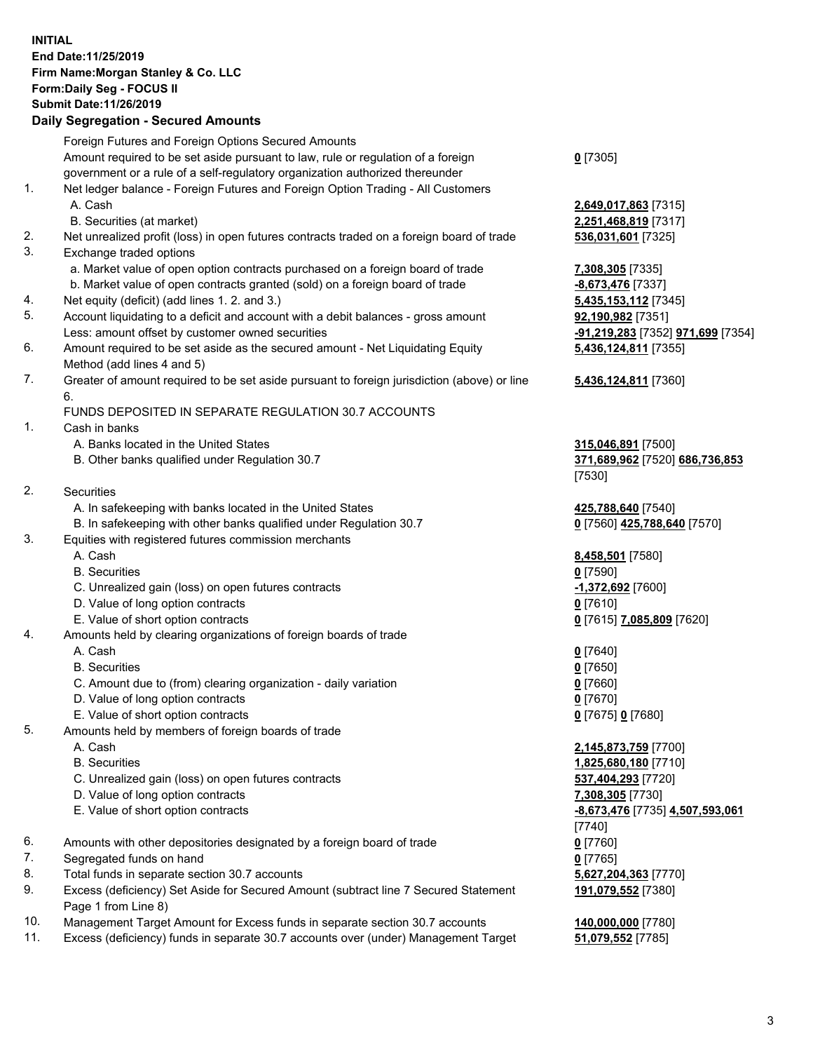**INITIAL**
**End Date:11/25/2019**
**Firm Name:Morgan Stanley & Co. LLC**
**Form:Daily Seg - FOCUS II**
**Submit Date:11/26/2019**

## Daily Segregation - Secured Amounts

| | | |
|---|---|---|
| | Foreign Futures and Foreign Options Secured Amounts | |
| | Amount required to be set aside pursuant to law, rule or regulation of a foreign government or a rule of a self-regulatory organization authorized thereunder | **0** [7305] |
| 1. | Net ledger balance - Foreign Futures and Foreign Option Trading - All Customers | |
| | A. Cash | **2,649,017,863** [7315] |
| | B. Securities (at market) | **2,251,468,819** [7317] |
| 2. | Net unrealized profit (loss) in open futures contracts traded on a foreign board of trade | **536,031,601** [7325] |
| 3. | Exchange traded options | |
| | a. Market value of open option contracts purchased on a foreign board of trade | **7,308,305** [7335] |
| | b. Market value of open contracts granted (sold) on a foreign board of trade | **-8,673,476** [7337] |
| 4. | Net equity (deficit) (add lines 1. 2. and 3.) | **5,435,153,112** [7345] |
| 5. | Account liquidating to a deficit and account with a debit balances - gross amount | **92,190,982** [7351] |
| | Less: amount offset by customer owned securities | **-91,219,283** [7352] **971,699** [7354] |
| 6. | Amount required to be set aside as the secured amount - Net Liquidating Equity Method (add lines 4 and 5) | **5,436,124,811** [7355] |
| 7. | Greater of amount required to be set aside pursuant to foreign jurisdiction (above) or line 6. | **5,436,124,811** [7360] |
| | FUNDS DEPOSITED IN SEPARATE REGULATION 30.7 ACCOUNTS | |
| 1. | Cash in banks | |
| | A. Banks located in the United States | **315,046,891** [7500] |
| | B. Other banks qualified under Regulation 30.7 | **371,689,962** [7520] **686,736,853** [7530] |
| 2. | Securities | |
| | A. In safekeeping with banks located in the United States | **425,788,640** [7540] |
| | B. In safekeeping with other banks qualified under Regulation 30.7 | **0** [7560] **425,788,640** [7570] |
| 3. | Equities with registered futures commission merchants | |
| | A. Cash | **8,458,501** [7580] |
| | B. Securities | **0** [7590] |
| | C. Unrealized gain (loss) on open futures contracts | **-1,372,692** [7600] |
| | D. Value of long option contracts | **0** [7610] |
| | E. Value of short option contracts | **0** [7615] **7,085,809** [7620] |
| 4. | Amounts held by clearing organizations of foreign boards of trade | |
| | A. Cash | **0** [7640] |
| | B. Securities | **0** [7650] |
| | C. Amount due to (from) clearing organization - daily variation | **0** [7660] |
| | D. Value of long option contracts | **0** [7670] |
| | E. Value of short option contracts | **0** [7675] **0** [7680] |
| 5. | Amounts held by members of foreign boards of trade | |
| | A. Cash | **2,145,873,759** [7700] |
| | B. Securities | **1,825,680,180** [7710] |
| | C. Unrealized gain (loss) on open futures contracts | **537,404,293** [7720] |
| | D. Value of long option contracts | **7,308,305** [7730] |
| | E. Value of short option contracts | **-8,673,476** [7735] **4,507,593,061** [7740] |
| 6. | Amounts with other depositories designated by a foreign board of trade | **0** [7760] |
| 7. | Segregated funds on hand | **0** [7765] |
| 8. | Total funds in separate section 30.7 accounts | **5,627,204,363** [7770] |
| 9. | Excess (deficiency) Set Aside for Secured Amount (subtract line 7 Secured Statement Page 1 from Line 8) | **191,079,552** [7380] |
| 10. | Management Target Amount for Excess funds in separate section 30.7 accounts | **140,000,000** [7780] |
| 11. | Excess (deficiency) funds in separate 30.7 accounts over (under) Management Target | **51,079,552** [7785] |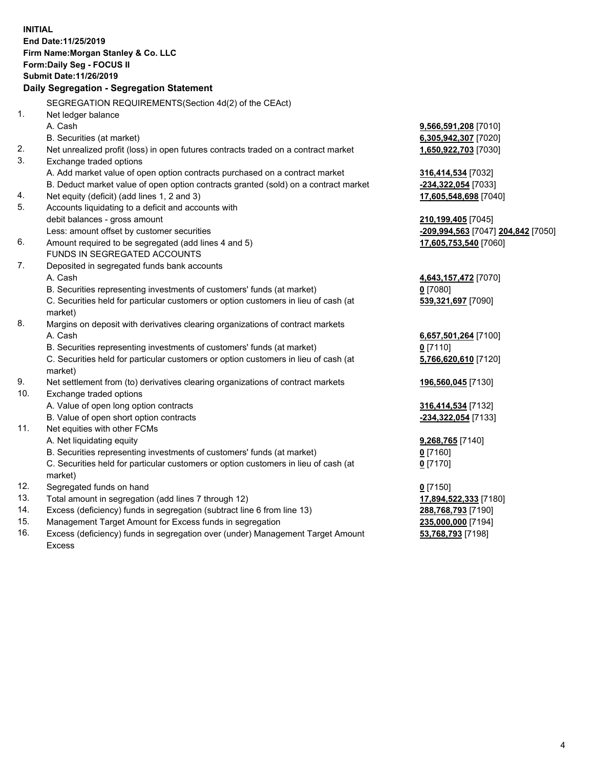**INITIAL**
**End Date:11/25/2019**
**Firm Name:Morgan Stanley & Co. LLC**
**Form:Daily Seg - FOCUS II**
**Submit Date:11/26/2019**

## Daily Segregation - Segregation Statement

SEGREGATION REQUIREMENTS(Section 4d(2) of the CEAct)

| | | |
|---|---|---|
| 1. | Net ledger balance | |
| | A. Cash | **9,566,591,208** [7010] |
| | B. Securities (at market) | **6,305,942,307** [7020] |
| 2. | Net unrealized profit (loss) in open futures contracts traded on a contract market | **1,650,922,703** [7030] |
| 3. | Exchange traded options | |
| | A. Add market value of open option contracts purchased on a contract market | **316,414,534** [7032] |
| | B. Deduct market value of open option contracts granted (sold) on a contract market | **-234,322,054** [7033] |
| 4. | Net equity (deficit) (add lines 1, 2 and 3) | **17,605,548,698** [7040] |
| 5. | Accounts liquidating to a deficit and accounts with debit balances - gross amount | **210,199,405** [7045] |
| | Less: amount offset by customer securities | **-209,994,563** [7047] **204,842** [7050] |
| 6. | Amount required to be segregated (add lines 4 and 5) | **17,605,753,540** [7060] |
| | FUNDS IN SEGREGATED ACCOUNTS | |
| 7. | Deposited in segregated funds bank accounts | |
| | A. Cash | **4,643,157,472** [7070] |
| | B. Securities representing investments of customers' funds (at market) | **0** [7080] |
| | C. Securities held for particular customers or option customers in lieu of cash (at market) | **539,321,697** [7090] |
| 8. | Margins on deposit with derivatives clearing organizations of contract markets | |
| | A. Cash | **6,657,501,264** [7100] |
| | B. Securities representing investments of customers' funds (at market) | **0** [7110] |
| | C. Securities held for particular customers or option customers in lieu of cash (at market) | **5,766,620,610** [7120] |
| 9. | Net settlement from (to) derivatives clearing organizations of contract markets | **196,560,045** [7130] |
| 10. | Exchange traded options | |
| | A. Value of open long option contracts | **316,414,534** [7132] |
| | B. Value of open short option contracts | **-234,322,054** [7133] |
| 11. | Net equities with other FCMs | |
| | A. Net liquidating equity | **9,268,765** [7140] |
| | B. Securities representing investments of customers' funds (at market) | **0** [7160] |
| | C. Securities held for particular customers or option customers in lieu of cash (at market) | **0** [7170] |
| 12. | Segregated funds on hand | **0** [7150] |
| 13. | Total amount in segregation (add lines 7 through 12) | **17,894,522,333** [7180] |
| 14. | Excess (deficiency) funds in segregation (subtract line 6 from line 13) | **288,768,793** [7190] |
| 15. | Management Target Amount for Excess funds in segregation | **235,000,000** [7194] |
| 16. | Excess (deficiency) funds in segregation over (under) Management Target Amount Excess | **53,768,793** [7198] |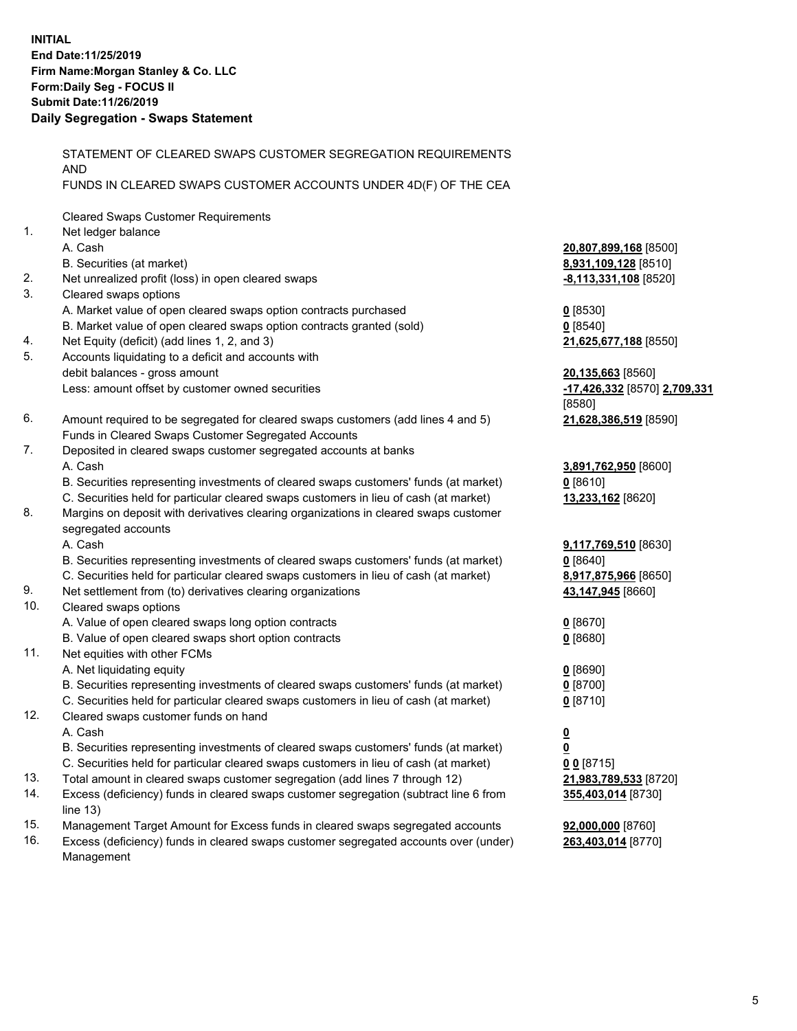**INITIAL**
**End Date:11/25/2019**
**Firm Name:Morgan Stanley & Co. LLC**
**Form:Daily Seg - FOCUS II**
**Submit Date:11/26/2019**
**Daily Segregation - Swaps Statement**

STATEMENT OF CLEARED SWAPS CUSTOMER SEGREGATION REQUIREMENTS AND FUNDS IN CLEARED SWAPS CUSTOMER ACCOUNTS UNDER 4D(F) OF THE CEA

| | | |
|---|---|---|
| | Cleared Swaps Customer Requirements | |
| 1. | Net ledger balance | |
| | A. Cash | **20,807,899,168** [8500] |
| | B. Securities (at market) | **8,931,109,128** [8510] |
| 2. | Net unrealized profit (loss) in open cleared swaps | **-8,113,331,108** [8520] |
| 3. | Cleared swaps options | |
| | A. Market value of open cleared swaps option contracts purchased | **0** [8530] |
| | B. Market value of open cleared swaps option contracts granted (sold) | **0** [8540] |
| 4. | Net Equity (deficit) (add lines 1, 2, and 3) | **21,625,677,188** [8550] |
| 5. | Accounts liquidating to a deficit and accounts with debit balances - gross amount | **20,135,663** [8560] |
| | Less: amount offset by customer owned securities | **-17,426,332** [8570] **2,709,331** [8580] |
| 6. | Amount required to be segregated for cleared swaps customers (add lines 4 and 5) | **21,628,386,519** [8590] |
| | Funds in Cleared Swaps Customer Segregated Accounts | |
| 7. | Deposited in cleared swaps customer segregated accounts at banks | |
| | A. Cash | **3,891,762,950** [8600] |
| | B. Securities representing investments of cleared swaps customers' funds (at market) | **0** [8610] |
| | C. Securities held for particular cleared swaps customers in lieu of cash (at market) | **13,233,162** [8620] |
| 8. | Margins on deposit with derivatives clearing organizations in cleared swaps customer segregated accounts | |
| | A. Cash | **9,117,769,510** [8630] |
| | B. Securities representing investments of cleared swaps customers' funds (at market) | **0** [8640] |
| | C. Securities held for particular cleared swaps customers in lieu of cash (at market) | **8,917,875,966** [8650] |
| 9. | Net settlement from (to) derivatives clearing organizations | **43,147,945** [8660] |
| 10. | Cleared swaps options | |
| | A. Value of open cleared swaps long option contracts | **0** [8670] |
| | B. Value of open cleared swaps short option contracts | **0** [8680] |
| 11. | Net equities with other FCMs | |
| | A. Net liquidating equity | **0** [8690] |
| | B. Securities representing investments of cleared swaps customers' funds (at market) | **0** [8700] |
| | C. Securities held for particular cleared swaps customers in lieu of cash (at market) | **0** [8710] |
| 12. | Cleared swaps customer funds on hand | |
| | A. Cash | **0** |
| | B. Securities representing investments of cleared swaps customers' funds (at market) | **0** |
| | C. Securities held for particular cleared swaps customers in lieu of cash (at market) | **0** **0** [8715] |
| 13. | Total amount in cleared swaps customer segregation (add lines 7 through 12) | **21,983,789,533** [8720] |
| 14. | Excess (deficiency) funds in cleared swaps customer segregation (subtract line 6 from line 13) | **355,403,014** [8730] |
| 15. | Management Target Amount for Excess funds in cleared swaps segregated accounts | **92,000,000** [8760] |
| 16. | Excess (deficiency) funds in cleared swaps customer segregated accounts over (under) Management | **263,403,014** [8770] |